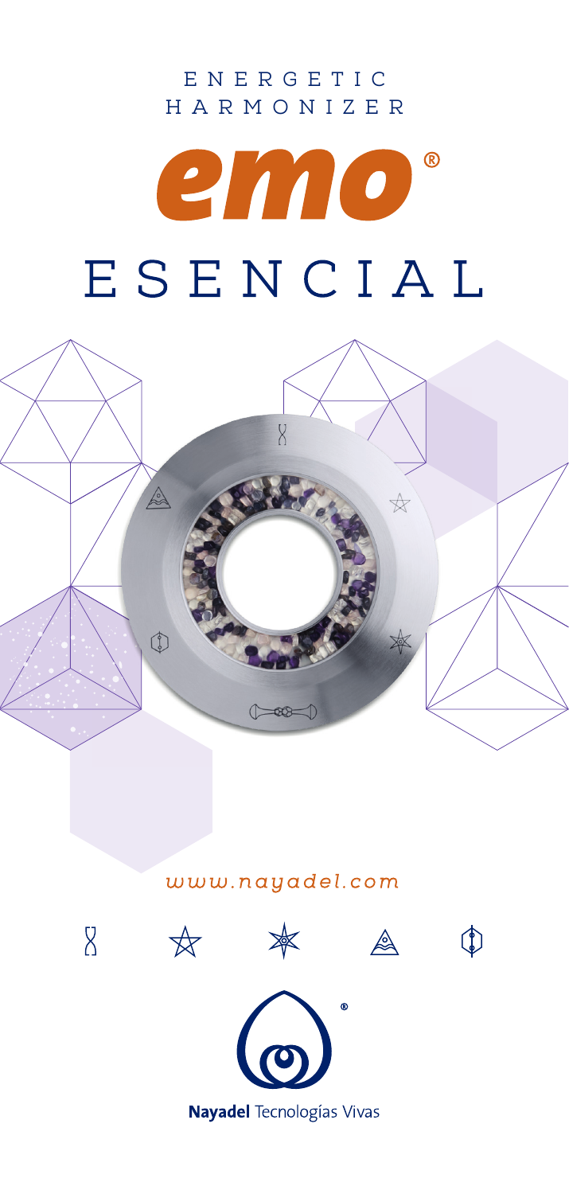ENERGETIC HARMONIZER

# emo®

# ESENCIAL

*www.nayadel.com*

**Nayadel** Tecnologías Vivas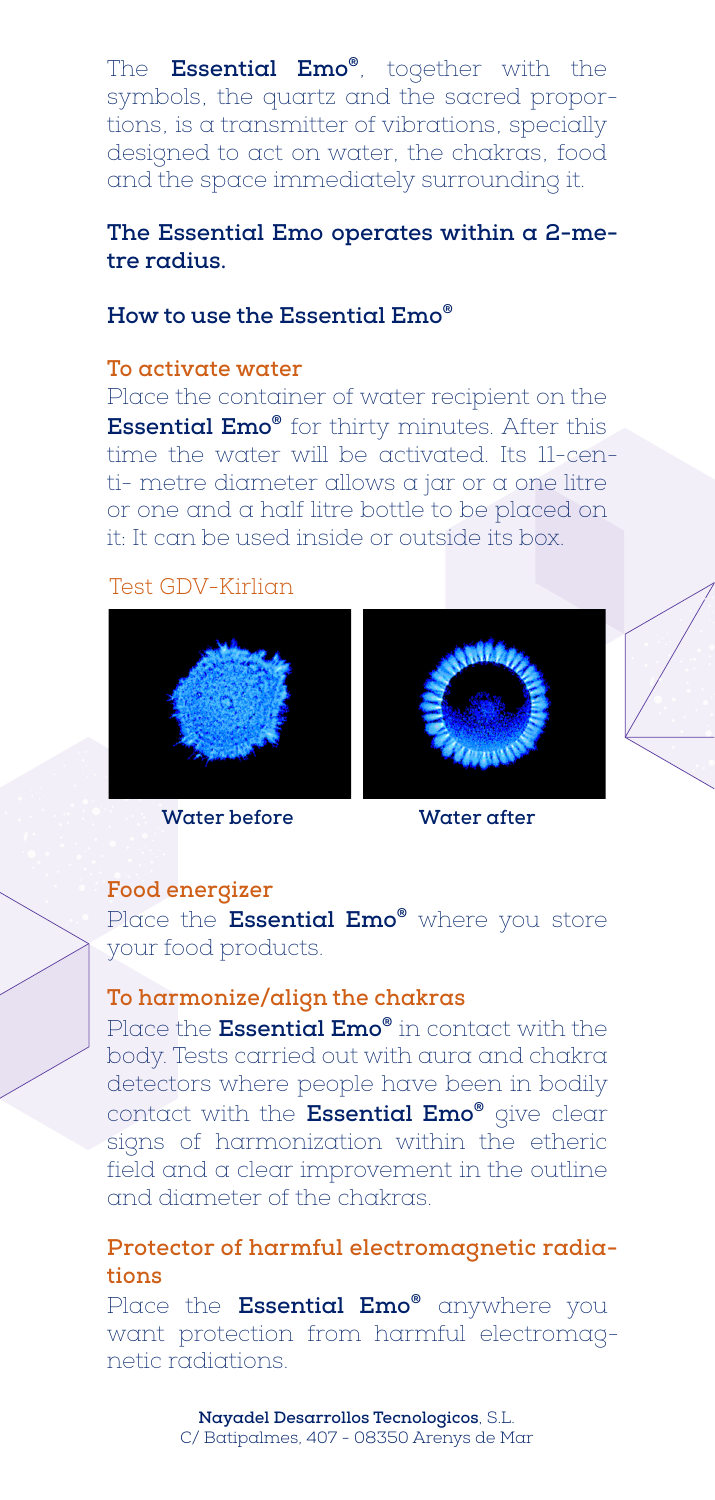The **Essential Emo®**, together with the symbols, the quartz and the sacred proportions, is a transmitter of vibrations, specially designed to act on water, the chakras, food and the space immediately surrounding it.

**The Essential Emo operates within a 2-metre radius.**

## How to use the Essential Emo®

### To activate water

Place the container of water recipient on the **Essential Emo®** for thirty minutes. After this time the water will be activated. Its 11-centi- metre diameter allows a jar or a one litre or one and a half litre bottle to be placed on it: It can be used inside or outside its box.

Test GDV-Kirlian

**Water before** **Water after**

### Food energizer

Place the **Essential Emo®** where you store your food products.

### To harmonize/align the chakras

Place the **Essential Emo®** in contact with the body. Tests carried out with aura and chakra detectors where people have been in bodily contact with the **Essential Emo®** give clear signs of harmonization within the etheric field and a clear improvement in the outline and diameter of the chakras.

### Protector of harmful electromagnetic radiations

Place the **Essential Emo®** anywhere you want protection from harmful electromagnetic radiations.

**Nayadel Desarrollos Tecnologicos**, S.L.
C/ Batipalmes, 407 - 08350 Arenys de Mar